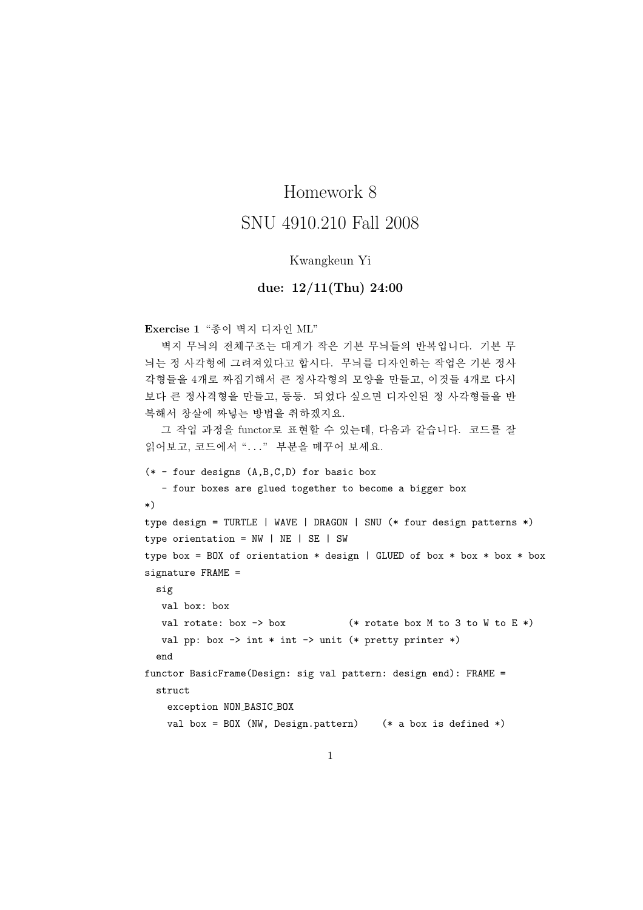# Homework 8

# SNU 4910.210 Fall 2008

Kwangkeun Yi

**due: 12/11(Thu) 24:00**

**Exercise 1** "종이 벽지 디자인 ML"

벽지 무늬의 전체구조는 대게가 작은 기본 무늬들의 반복입니다. 기본 무늬는 정 사각형에 그려져있다고 합시다. 무늬를 디자인하는 작업은 기본 정사각형들을 4개로 짜집기해서 큰 정사각형의 모양을 만들고, 이것들 4개로 다시 보다 큰 정사격형을 만들고, 등등. 되었다 싶으면 디자인된 정 사각형들을 반복해서 창살에 짜넣는 방법을 취하겠지요.

그 작업 과정을 functor로 표현할 수 있는데, 다음과 같습니다. 코드를 잘 읽어보고, 코드에서 "..." 부분을 메꾸어 보세요.

```
(* - four designs (A,B,C,D) for basic box
   - four boxes are glued together to become a bigger box
*)
type design = TURTLE | WAVE | DRAGON | SNU (* four design patterns *)
type orientation = NW | NE | SE | SW
type box = BOX of orientation * design | GLUED of box * box * box * box
signature FRAME =
  sig
   val box: box
   val rotate: box -> box           (* rotate box M to 3 to W to E *)
   val pp: box -> int * int -> unit (* pretty printer *)
  end
functor BasicFrame(Design: sig val pattern: design end): FRAME =
  struct
    exception NON_BASIC_BOX
    val box = BOX (NW, Design.pattern)    (* a box is defined *)
```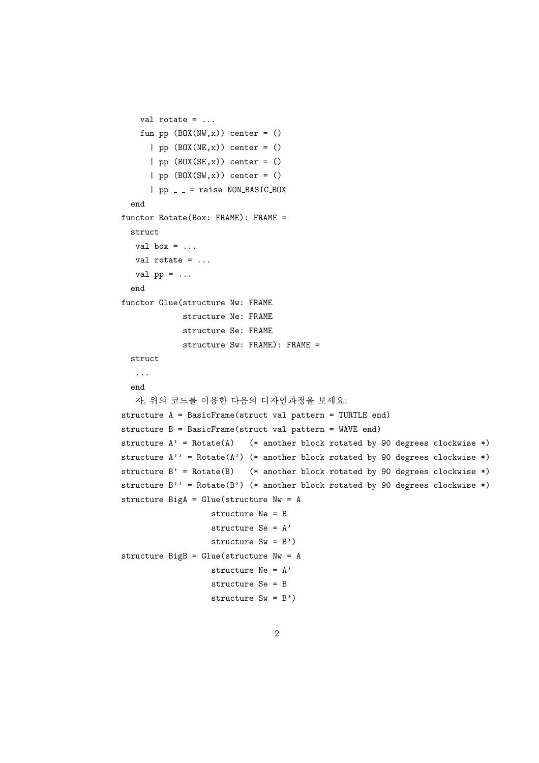```
    val rotate = ...
    fun pp (BOX(NW,x)) center = ()
      | pp (BOX(NE,x)) center = ()
      | pp (BOX(SE,x)) center = ()
      | pp (BOX(SW,x)) center = ()
      | pp _ _ = raise NON_BASIC_BOX
  end
functor Rotate(Box: FRAME): FRAME =
  struct
   val box = ...
   val rotate = ...
   val pp = ...
  end
functor Glue(structure Nw: FRAME
             structure Ne: FRAME
             structure Se: FRAME
             structure Sw: FRAME): FRAME =
  struct
   ...
  end
```

자, 위의 코드를 이용한 다음의 디자인과정을 보세요:

```
structure A = BasicFrame(struct val pattern = TURTLE end)
structure B = BasicFrame(struct val pattern = WAVE end)
structure A' = Rotate(A)   (* another block rotated by 90 degrees clockwise *)
structure A'' = Rotate(A') (* another block rotated by 90 degrees clockwise *)
structure B' = Rotate(B)   (* another block rotated by 90 degrees clockwise *)
structure B'' = Rotate(B') (* another block rotated by 90 degrees clockwise *)
structure BigA = Glue(structure Nw = A
                  structure Ne = B
                  structure Se = A'
                  structure Sw = B')
structure BigB = Glue(structure Nw = A
                  structure Ne = A'
                  structure Se = B
                  structure Sw = B')
```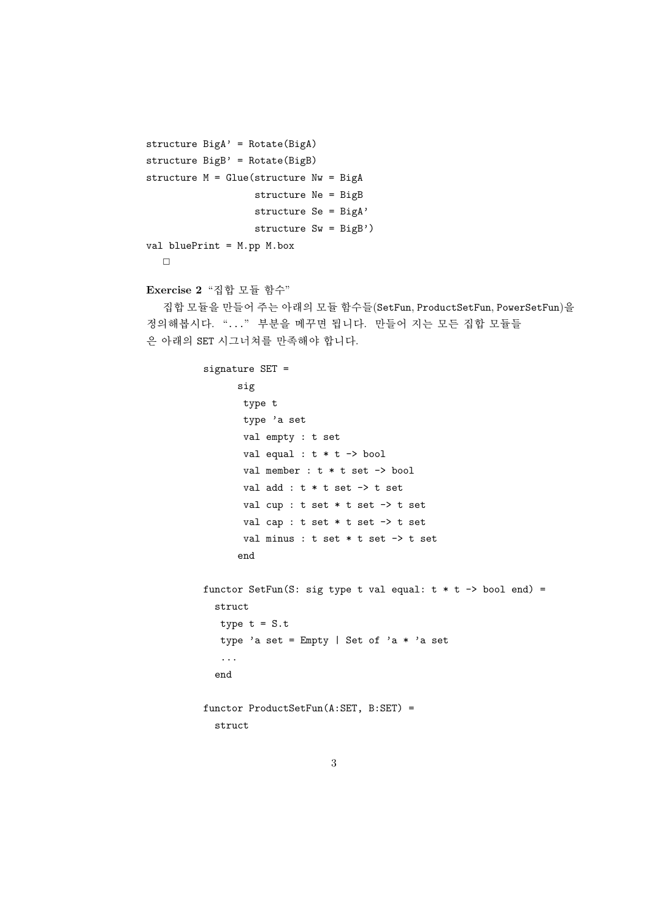```
structure BigA' = Rotate(BigA)
structure BigB' = Rotate(BigB)
structure M = Glue(structure Nw = BigA
                   structure Ne = BigB
                   structure Se = BigA'
                   structure Sw = BigB')
val bluePrint = M.pp M.box
```

□

**Exercise 2** "집합 모듈 함수"

집합 모듈을 만들어 주는 아래의 모듈 함수들(SetFun, ProductSetFun, PowerSetFun)을 정의해봅시다. "..." 부분을 메꾸면 됩니다. 만들어 지는 모든 집합 모듈들은 아래의 SET 시그너처를 만족해야 합니다.

```
signature SET =
      sig
       type t
       type 'a set
       val empty : t set
       val equal : t * t -> bool
       val member : t * t set -> bool
       val add : t * t set -> t set
       val cup : t set * t set -> t set
       val cap : t set * t set -> t set
       val minus : t set * t set -> t set
      end

functor SetFun(S: sig type t val equal: t * t -> bool end) =
  struct
   type t = S.t
   type 'a set = Empty | Set of 'a * 'a set
   ...
  end

functor ProductSetFun(A:SET, B:SET) =
  struct
```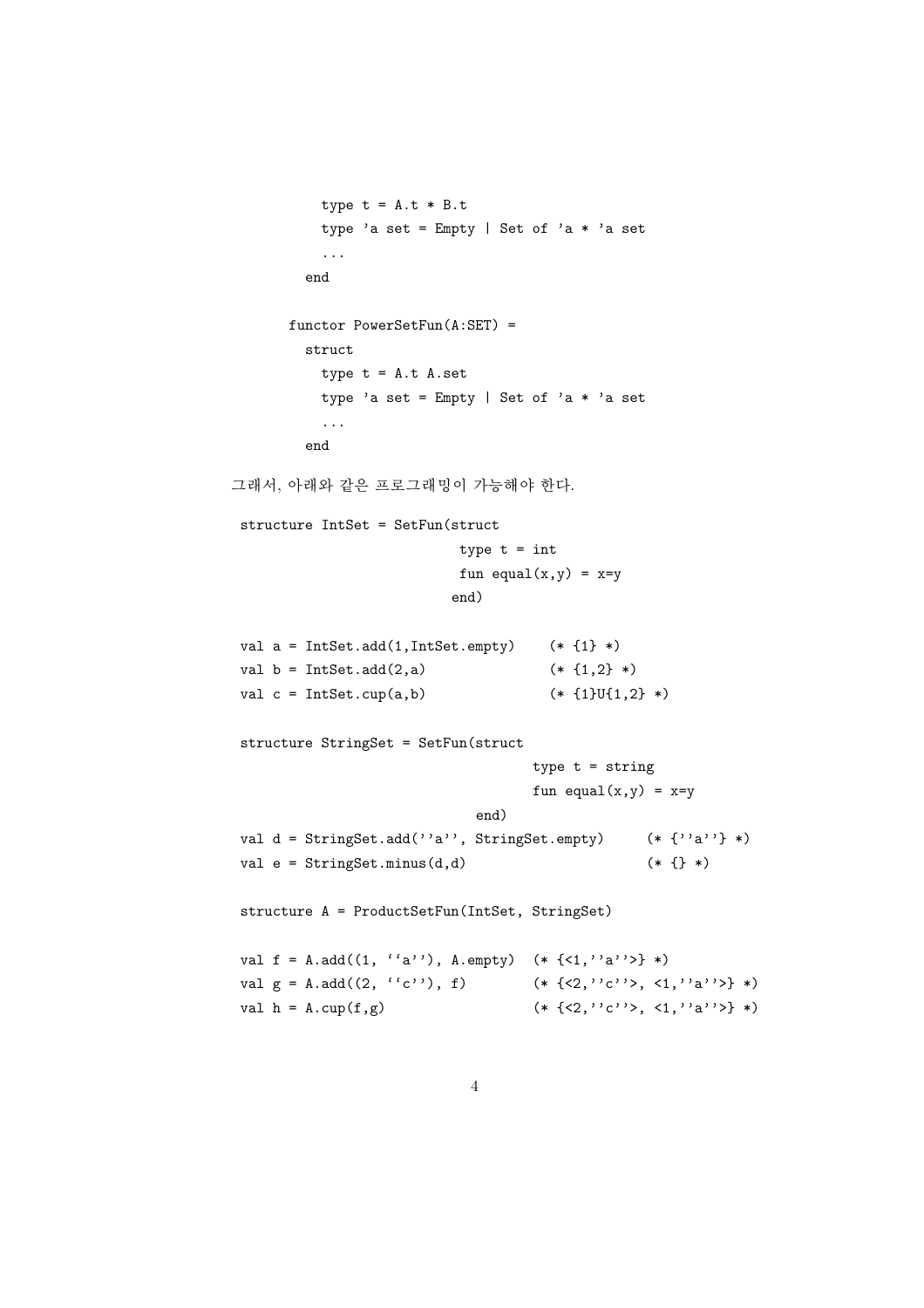```
    type t = A.t * B.t
    type 'a set = Empty | Set of 'a * 'a set
    ...
  end

functor PowerSetFun(A:SET) =
  struct
    type t = A.t A.set
    type 'a set = Empty | Set of 'a * 'a set
    ...
  end
```

그래서, 아래와 같은 프로그래밍이 가능해야 한다.

```
structure IntSet = SetFun(struct
                           type t = int
                           fun equal(x,y) = x=y
                          end)

val a = IntSet.add(1,IntSet.empty)    (* {1} *)
val b = IntSet.add(2,a)               (* {1,2} *)
val c = IntSet.cup(a,b)               (* {1}U{1,2} *)

structure StringSet = SetFun(struct
                                    type t = string
                                    fun equal(x,y) = x=y
                              end)
val d = StringSet.add(''a'', StringSet.empty)     (* {''a''} *)
val e = StringSet.minus(d,d)                      (* {} *)

structure A = ProductSetFun(IntSet, StringSet)

val f = A.add((1, ``a''), A.empty)  (* {<1,''a''>} *)
val g = A.add((2, ``c''), f)        (* {<2,''c''>, <1,''a''>} *)
val h = A.cup(f,g)                  (* {<2,''c''>, <1,''a''>} *)
```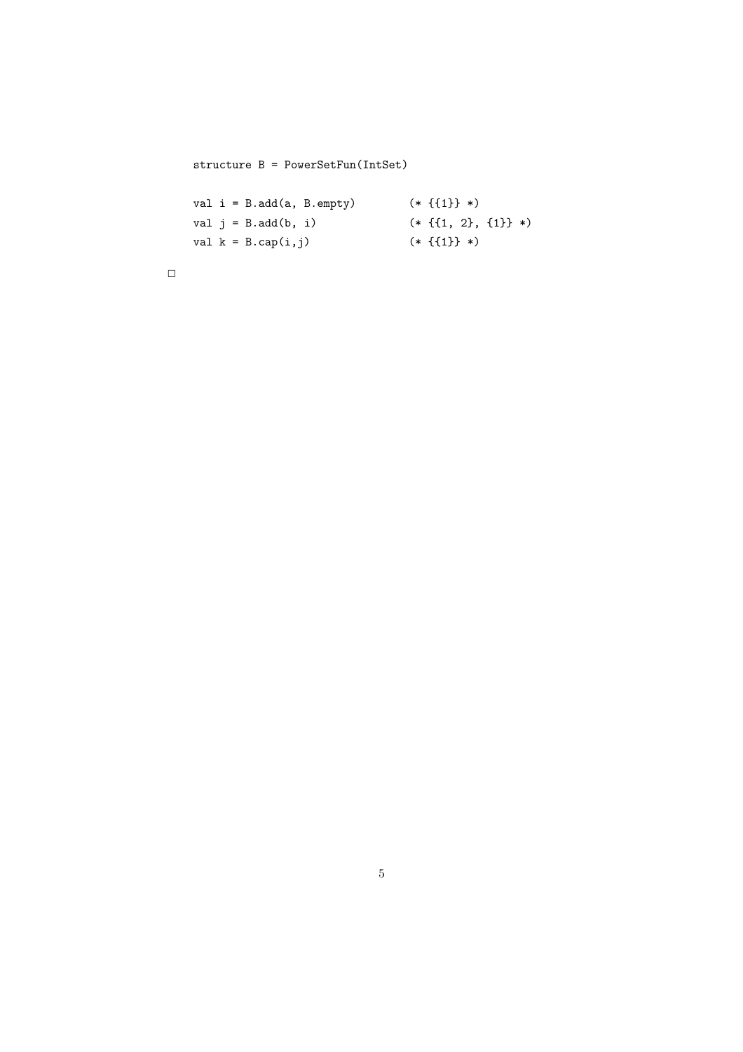```
structure B = PowerSetFun(IntSet)

val i = B.add(a, B.empty)        (* {{1}} *)
val j = B.add(b, i)              (* {{1, 2}, {1}} *)
val k = B.cap(i,j)               (* {{1}} *)
```

□